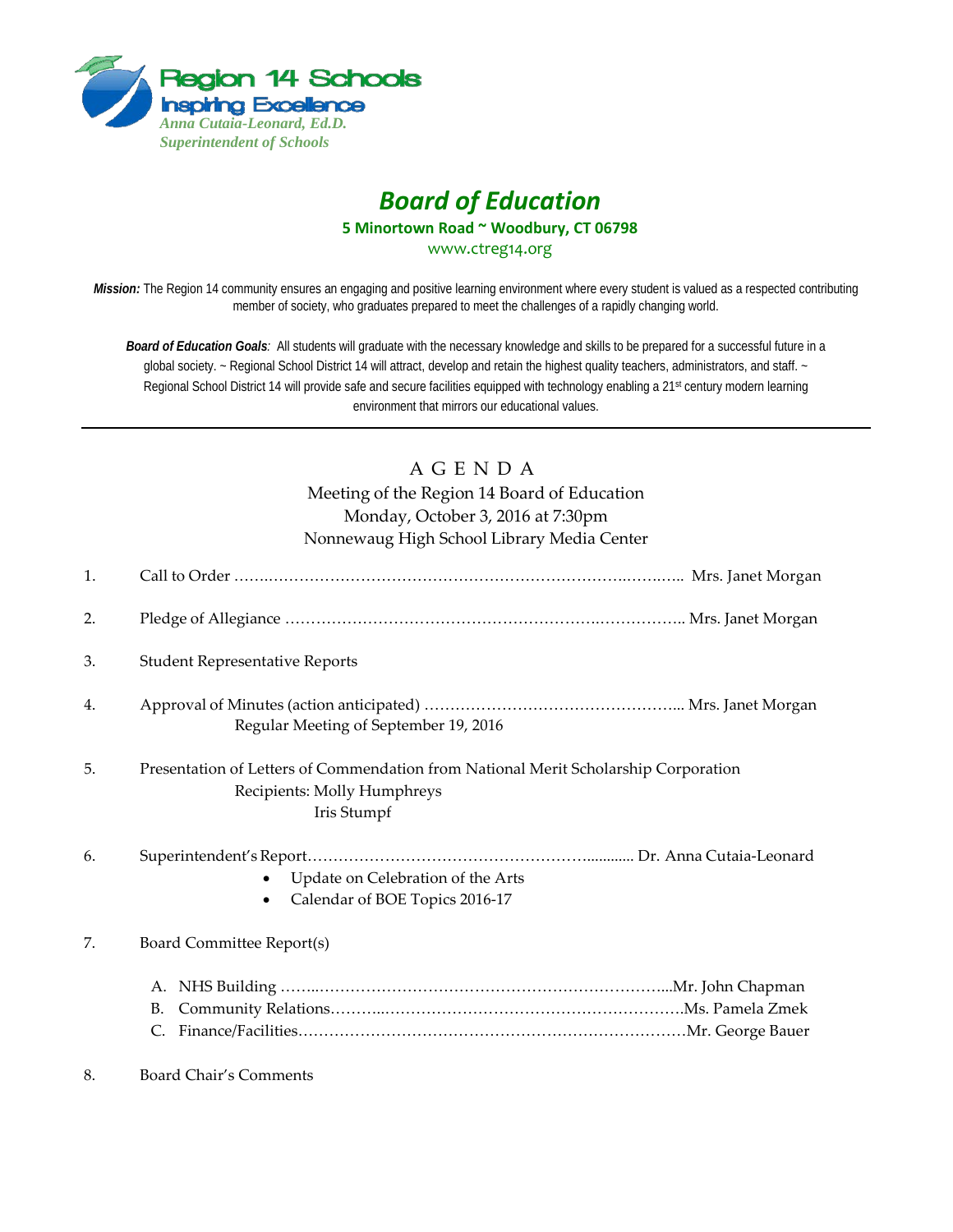Region 14 Schools
Inspiring Excellence
*Anna Cutaia-Leonard, Ed.D.*
*Superintendent of Schools*

# *Board of Education*

**5 Minortown Road ~ Woodbury, CT 06798**

www.ctreg14.org

***Mission:*** The Region 14 community ensures an engaging and positive learning environment where every student is valued as a respected contributing member of society, who graduates prepared to meet the challenges of a rapidly changing world.

***Board of Education Goals****:* All students will graduate with the necessary knowledge and skills to be prepared for a successful future in a global society. ~ Regional School District 14 will attract, develop and retain the highest quality teachers, administrators, and staff. ~ Regional School District 14 will provide safe and secure facilities equipped with technology enabling a 21st century modern learning environment that mirrors our educational values.

---

## A G E N D A

Meeting of the Region 14 Board of Education
Monday, October 3, 2016 at 7:30pm
Nonnewaug High School Library Media Center

1. Call to Order ……………………………………………………………………… Mrs. Janet Morgan

2. Pledge of Allegiance ……………………………………………………………… Mrs. Janet Morgan

3. Student Representative Reports

4. Approval of Minutes (action anticipated) ………………………………………… Mrs. Janet Morgan
   Regular Meeting of September 19, 2016

5. Presentation of Letters of Commendation from National Merit Scholarship Corporation
   Recipients: Molly Humphreys
   Iris Stumpf

6. Superintendent's Report…………………………………………………… Dr. Anna Cutaia-Leonard
   - Update on Celebration of the Arts
   - Calendar of BOE Topics 2016-17

7. Board Committee Report(s)

   A. NHS Building ……………………………………………………………………Mr. John Chapman
   B. Community Relations…………………………………………………………Ms. Pamela Zmek
   C. Finance/Facilities……………………………………………………………Mr. George Bauer

8. Board Chair's Comments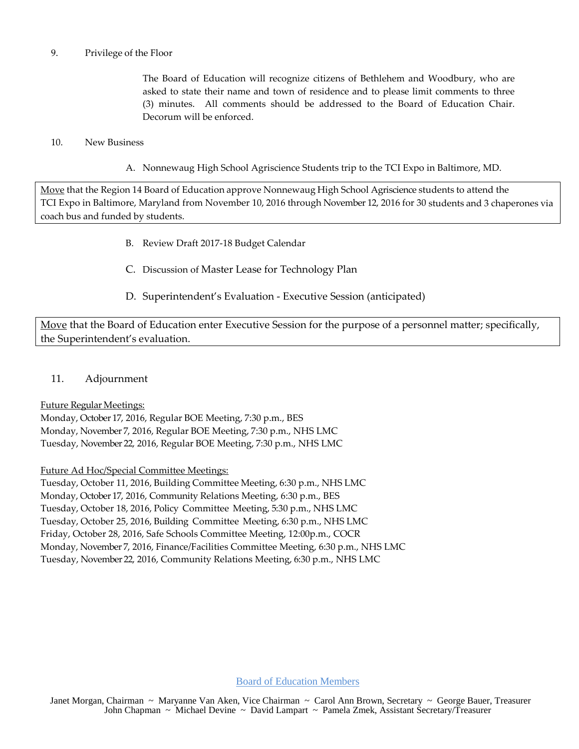9. Privilege of the Floor

The Board of Education will recognize citizens of Bethlehem and Woodbury, who are asked to state their name and town of residence and to please limit comments to three (3) minutes. All comments should be addressed to the Board of Education Chair. Decorum will be enforced.

10. New Business

A. Nonnewaug High School Agriscience Students trip to the TCI Expo in Baltimore, MD.

> Move that the Region 14 Board of Education approve Nonnewaug High School Agriscience students to attend the TCI Expo in Baltimore, Maryland from November 10, 2016 through November 12, 2016 for 30 students and 3 chaperones via coach bus and funded by students.

B. Review Draft 2017-18 Budget Calendar

C. Discussion of Master Lease for Technology Plan

D. Superintendent's Evaluation - Executive Session (anticipated)

> Move that the Board of Education enter Executive Session for the purpose of a personnel matter; specifically, the Superintendent's evaluation.

11. Adjournment

Future Regular Meetings:
Monday, October 17, 2016, Regular BOE Meeting, 7:30 p.m., BES
Monday, November 7, 2016, Regular BOE Meeting, 7:30 p.m., NHS LMC
Tuesday, November 22, 2016, Regular BOE Meeting, 7:30 p.m., NHS LMC

Future Ad Hoc/Special Committee Meetings:
Tuesday, October 11, 2016, Building Committee Meeting, 6:30 p.m., NHS LMC
Monday, October 17, 2016, Community Relations Meeting, 6:30 p.m., BES
Tuesday, October 18, 2016, Policy Committee Meeting, 5:30 p.m., NHS LMC
Tuesday, October 25, 2016, Building Committee Meeting, 6:30 p.m., NHS LMC
Friday, October 28, 2016, Safe Schools Committee Meeting, 12:00p.m., COCR
Monday, November 7, 2016, Finance/Facilities Committee Meeting, 6:30 p.m., NHS LMC
Tuesday, November 22, 2016, Community Relations Meeting, 6:30 p.m., NHS LMC

Board of Education Members

Janet Morgan, Chairman ~ Maryanne Van Aken, Vice Chairman ~ Carol Ann Brown, Secretary ~ George Bauer, Treasurer
John Chapman ~ Michael Devine ~ David Lampart ~ Pamela Zmek, Assistant Secretary/Treasurer